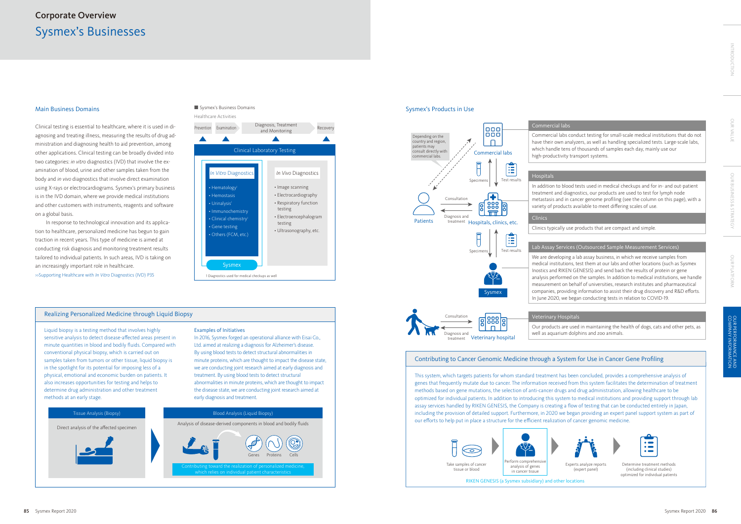## Corporate Overview

# Sysmex's Businesses

### Main Business Domains

Clinical testing is essential to healthcare, where it is used in diagnosing and treating illness, measuring the results of drug administration and diagnosing health to aid prevention, among other applications. Clinical testing can be broadly divided into two categories: *in vitro* diagnostics (IVD) that involve the examination of blood, urine and other samples taken from the body and *in vivo* diagnostics that involve direct examination using X-rays or electrocardiograms. Sysmex's primary business is in the IVD domain, where we provide medical institutions and other customers with instruments, reagents and software on a global basis.

In response to technological innovation and its application to healthcare, personalized medicine has begun to gain traction in recent years. This type of medicine is aimed at conducting risk diagnosis and monitoring treatment results tailored to individual patients. In such areas, IVD is taking on an increasingly important role in healthcare.

»Supporting Healthcare with *In Vitro* Diagnostics (IVD) P35

**Sysmex's Business Domains**

Healthcare Activities

Prevention → Examination → Diagnosis, Treatment and Monitoring → Recovery

Clinical Laboratory Testing

| *In Vitro* Diagnostics | *In Vivo* Diagnostics |
| --- | --- |
| • Hematology[1] | • Image scanning |
| • Hemostasis | • Electrocardiography |
| • Urinalysis[1] | • Respiratory function testing |
| • Immunochemistry | • Electroencephalogram testing |
| • Clinical chemistry[1] | • Ultrasonography, etc. |
| • Gene testing | |
| • Others (FCM, etc.) | |
| Sysmex | |

1 Diagnostics used for medical checkups as well

### Realizing Personalized Medicine through Liquid Biopsy

Liquid biopsy is a testing method that involves highly sensitive analysis to detect disease-affected areas present in minute quantities in blood and bodily fluids. Compared with conventional physical biopsy, which is carried out on samples taken from tumors or other tissue, liquid biopsy is in the spotlight for its potential for imposing less of a physical, emotional and economic burden on patients. It also increases opportunities for testing and helps to determine drug administration and other treatment methods at an early stage.

**Examples of Initiatives**

In 2016, Sysmex forged an operational alliance with Eisai Co., Ltd. aimed at realizing a diagnosis for Alzheimer's disease. By using blood tests to detect structural abnormalities in minute proteins, which are thought to impact the disease state, we are conducting joint research aimed at early diagnosis and treatment. By using blood tests to detect structural abnormalities in minute proteins, which are thought to impact the disease state, we are conducting joint research aimed at early diagnosis and treatment.

**Tissue Analysis (Biopsy)**

Direct analysis of the affected specimen

**Blood Analysis (Liquid Biopsy)**

Analysis of disease-derived components in blood and bodily fluids

Genes / Proteins / Cells

Contributing toward the realization of personalized medicine, which relies on individual patient characteristics

### Sysmex's Products in Use

Depending on the country and region, patients may consult directly with commercial labs.

Patients — Consultation / Diagnosis and treatment — Hospitals, clinics, etc. — Specimens / Test results — Commercial labs; Specimens / Test results — Sysmex

**Commercial labs**

Commercial labs conduct testing for small-scale medical institutions that do not have their own analyzers, as well as handling specialized tests. Large-scale labs, which handle tens of thousands of samples each day, mainly use our high-productivity transport systems.

**Hospitals**

In addition to blood tests used in medical checkups and for in- and out-patient treatment and diagnostics, our products are used to test for lymph node metastasis and in cancer genome profiling (see the column on this page), with a variety of products available to meet differing scales of use.

**Clinics**

Clinics typically use products that are compact and simple.

**Lab Assay Services (Outsourced Sample Measurement Services)**

We are developing a lab assay business, in which we receive samples from medical institutions, test them at our labs and other locations (such as Sysmex Inostics and RIKEN GENESIS) and send back the results of protein or gene analysis performed on the samples. In addition to medical institutions, we handle measurement on behalf of universities, research institutes and pharmaceutical companies, providing information to assist their drug discovery and R&D efforts. In June 2020, we began conducting tests in relation to COVID-19.

Consultation / Diagnosis and treatment — Veterinary hospital

**Veterinary Hospitals**

Our products are used in maintaining the health of dogs, cats and other pets, as well as aquarium dolphins and zoo animals.

### Contributing to Cancer Genomic Medicine through a System for Use in Cancer Gene Profiling

This system, which targets patients for whom standard treatment has been concluded, provides a comprehensive analysis of genes that frequently mutate due to cancer. The information received from this system facilitates the determination of treatment methods based on gene mutations, the selection of anti-cancer drugs and drug administration, allowing healthcare to be optimized for individual patients. In addition to introducing this system to medical institutions and providing support through lab assay services handled by RIKEN GENESIS, the Company is creating a flow of testing that can be conducted entirely in Japan, including the provision of detailed support. Furthermore, in 2020 we began providing an expert panel support system as part of our efforts to help put in place a structure for the efficient realization of cancer genomic medicine.

Take samples of cancer tissue or blood → Perform comprehensive analysis of genes in cancer tissue → Experts analyze reports (expert panel) → Determine treatment methods (including clinical studies) optimized for individual patients

RIKEN GENESIS (a Sysmex subsidiary) and other locations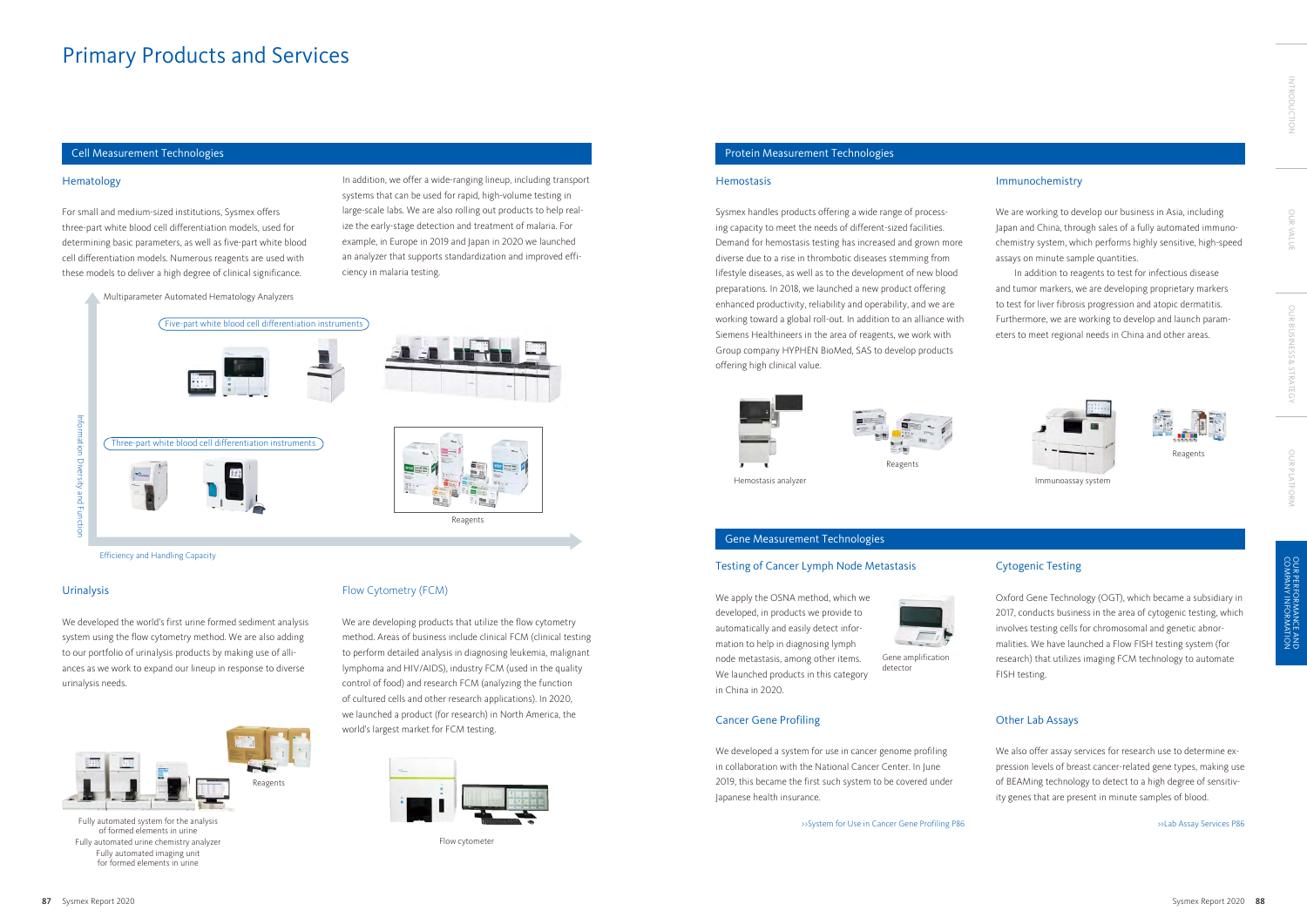# Primary Products and Services

## Cell Measurement Technologies

### Hematology

For small and medium-sized institutions, Sysmex offers three-part white blood cell differentiation models, used for determining basic parameters, as well as five-part white blood cell differentiation models. Numerous reagents are used with these models to deliver a high degree of clinical significance.

In addition, we offer a wide-ranging lineup, including transport systems that can be used for rapid, high-volume testing in large-scale labs. We are also rolling out products to help realize the early-stage detection and treatment of malaria. For example, in Europe in 2019 and Japan in 2020 we launched an analyzer that supports standardization and improved efficiency in malaria testing.

Multiparameter Automated Hematology Analyzers

Five-part white blood cell differentiation instruments

Three-part white blood cell differentiation instruments

Reagents

Information Diversity and Function

Efficiency and Handling Capacity

### Urinalysis

We developed the world's first urine formed sediment analysis system using the flow cytometry method. We are also adding to our portfolio of urinalysis products by making use of alliances as we work to expand our lineup in response to diverse urinalysis needs.

Reagents

Fully automated system for the analysis of formed elements in urine
Fully automated urine chemistry analyzer
Fully automated imaging unit for formed elements in urine

### Flow Cytometry (FCM)

We are developing products that utilize the flow cytometry method. Areas of business include clinical FCM (clinical testing to perform detailed analysis in diagnosing leukemia, malignant lymphoma and HIV/AIDS), industry FCM (used in the quality control of food) and research FCM (analyzing the function of cultured cells and other research applications). In 2020, we launched a product (for research) in North America, the world's largest market for FCM testing.

Flow cytometer

## Protein Measurement Technologies

### Hemostasis

Sysmex handles products offering a wide range of processing capacity to meet the needs of different-sized facilities. Demand for hemostasis testing has increased and grown more diverse due to a rise in thrombotic diseases stemming from lifestyle diseases, as well as to the development of new blood preparations. In 2018, we launched a new product offering enhanced productivity, reliability and operability, and we are working toward a global roll-out. In addition to an alliance with Siemens Healthineers in the area of reagents, we work with Group company HYPHEN BioMed, SAS to develop products offering high clinical value.

Hemostasis analyzer

Reagents

### Immunochemistry

We are working to develop our business in Asia, including Japan and China, through sales of a fully automated immunochemistry system, which performs highly sensitive, high-speed assays on minute sample quantities.

In addition to reagents to test for infectious disease and tumor markers, we are developing proprietary markers to test for liver fibrosis progression and atopic dermatitis. Furthermore, we are working to develop and launch parameters to meet regional needs in China and other areas.

Immunoassay system

Reagents

## Gene Measurement Technologies

### Testing of Cancer Lymph Node Metastasis

We apply the OSNA method, which we developed, in products we provide to automatically and easily detect information to help in diagnosing lymph node metastasis, among other items. We launched products in this category in China in 2020.

Gene amplification detector

### Cancer Gene Profiling

We developed a system for use in cancer genome profiling in collaboration with the National Cancer Center. In June 2019, this became the first such system to be covered under Japanese health insurance.

>>System for Use in Cancer Gene Profiling P86

### Cytogenic Testing

Oxford Gene Technology (OGT), which became a subsidiary in 2017, conducts business in the area of cytogenic testing, which involves testing cells for chromosomal and genetic abnormalities. We have launched a Flow FISH testing system (for research) that utilizes imaging FCM technology to automate FISH testing.

### Other Lab Assays

We also offer assay services for research use to determine expression levels of breast cancer-related gene types, making use of BEAMing technology to detect to a high degree of sensitivity genes that are present in minute samples of blood.

>>Lab Assay Services P86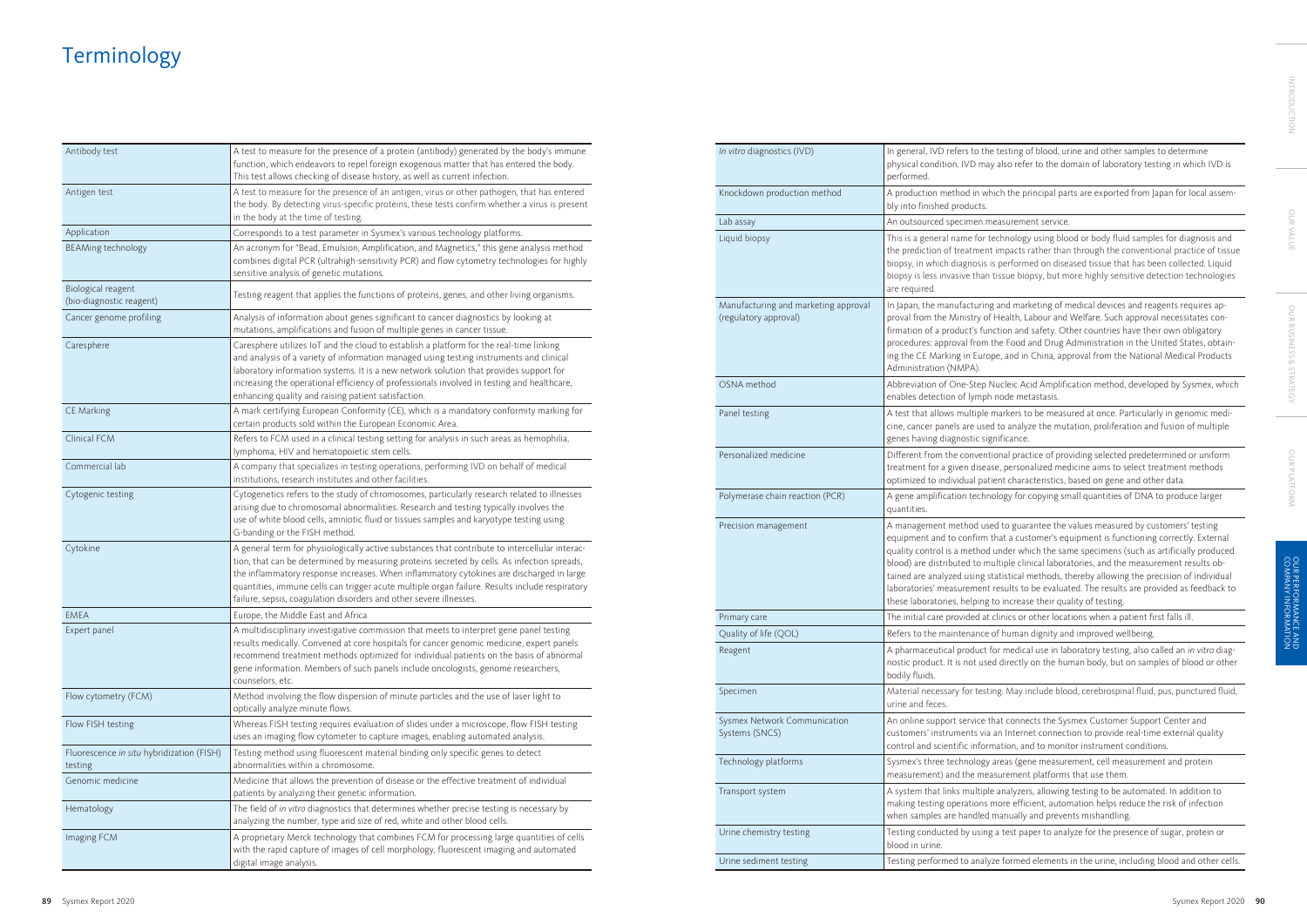# Terminology

| Term | Definition |
|---|---|
| Antibody test | A test to measure for the presence of a protein (antibody) generated by the body's immune function, which endeavors to repel foreign exogenous matter that has entered the body. This test allows checking of disease history, as well as current infection. |
| Antigen test | A test to measure for the presence of an antigen, virus or other pathogen, that has entered the body. By detecting virus-specific proteins, these tests confirm whether a virus is present in the body at the time of testing. |
| Application | Corresponds to a test parameter in Sysmex's various technology platforms. |
| BEAMing technology | An acronym for "Bead, Emulsion, Amplification, and Magnetics," this gene analysis method combines digital PCR (ultrahigh-sensitivity PCR) and flow cytometry technologies for highly sensitive analysis of genetic mutations. |
| Biological reagent (bio-diagnostic reagent) | Testing reagent that applies the functions of proteins, genes, and other living organisms. |
| Cancer genome profiling | Analysis of information about genes significant to cancer diagnostics by looking at mutations, amplifications and fusion of multiple genes in cancer tissue. |
| Caresphere | Caresphere utilizes IoT and the cloud to establish a platform for the real-time linking and analysis of a variety of information managed using testing instruments and clinical laboratory information systems. It is a new network solution that provides support for increasing the operational efficiency of professionals involved in testing and healthcare, enhancing quality and raising patient satisfaction. |
| CE Marking | A mark certifying European Conformity (CE), which is a mandatory conformity marking for certain products sold within the European Economic Area. |
| Clinical FCM | Refers to FCM used in a clinical testing setting for analysis in such areas as hemophilia, lymphoma, HIV and hematopoietic stem cells. |
| Commercial lab | A company that specializes in testing operations, performing IVD on behalf of medical institutions, research institutes and other facilities. |
| Cytogenic testing | Cytogenetics refers to the study of chromosomes, particularly research related to illnesses arising due to chromosomal abnormalities. Research and testing typically involves the use of white blood cells, amniotic fluid or tissues samples and karyotype testing using G-banding or the FISH method. |
| Cytokine | A general term for physiologically active substances that contribute to intercellular interaction, that can be determined by measuring proteins secreted by cells. As infection spreads, the inflammatory response increases. When inflammatory cytokines are discharged in large quantities, immune cells can trigger acute multiple organ failure. Results include respiratory failure, sepsis, coagulation disorders and other severe illnesses. |
| EMEA | Europe, the Middle East and Africa |
| Expert panel | A multidisciplinary investigative commission that meets to interpret gene panel testing results medically. Convened at core hospitals for cancer genomic medicine, expert panels recommend treatment methods optimized for individual patients on the basis of abnormal gene information. Members of such panels include oncologists, genome researchers, counselors, etc. |
| Flow cytometry (FCM) | Method involving the flow dispersion of minute particles and the use of laser light to optically analyze minute flows. |
| Flow FISH testing | Whereas FISH testing requires evaluation of slides under a microscope, flow FISH testing uses an imaging flow cytometer to capture images, enabling automated analysis. |
| Fluorescence *in situ* hybridization (FISH) testing | Testing method using fluorescent material binding only specific genes to detect abnormalities within a chromosome. |
| Genomic medicine | Medicine that allows the prevention of disease or the effective treatment of individual patients by analyzing their genetic information. |
| Hematology | The field of *in vitro* diagnostics that determines whether precise testing is necessary by analyzing the number, type and size of red, white and other blood cells. |
| Imaging FCM | A proprietary Merck technology that combines FCM for processing large quantities of cells with the rapid capture of images of cell morphology, fluorescent imaging and automated digital image analysis. |
| *In vitro* diagnostics (IVD) | In general, IVD refers to the testing of blood, urine and other samples to determine physical condition. IVD may also refer to the domain of laboratory testing in which IVD is performed. |
| Knockdown production method | A production method in which the principal parts are exported from Japan for local assembly into finished products. |
| Lab assay | An outsourced specimen measurement service. |
| Liquid biopsy | This is a general name for technology using blood or body fluid samples for diagnosis and the prediction of treatment impacts rather than through the conventional practice of tissue biopsy, in which diagnosis is performed on diseased tissue that has been collected. Liquid biopsy is less invasive than tissue biopsy, but more highly sensitive detection technologies are required. |
| Manufacturing and marketing approval (regulatory approval) | In Japan, the manufacturing and marketing of medical devices and reagents requires approval from the Ministry of Health, Labour and Welfare. Such approval necessitates confirmation of a product's function and safety. Other countries have their own obligatory procedures: approval from the Food and Drug Administration in the United States, obtaining the CE Marking in Europe, and in China, approval from the National Medical Products Administration (NMPA). |
| OSNA method | Abbreviation of One-Step Nucleic Acid Amplification method, developed by Sysmex, which enables detection of lymph node metastasis. |
| Panel testing | A test that allows multiple markers to be measured at once. Particularly in genomic medicine, cancer panels are used to analyze the mutation, proliferation and fusion of multiple genes having diagnostic significance. |
| Personalized medicine | Different from the conventional practice of providing selected predetermined or uniform treatment for a given disease, personalized medicine aims to select treatment methods optimized to individual patient characteristics, based on gene and other data. |
| Polymerase chain reaction (PCR) | A gene amplification technology for copying small quantities of DNA to produce larger quantities. |
| Precision management | A management method used to guarantee the values measured by customers' testing equipment and to confirm that a customer's equipment is functioning correctly. External quality control is a method under which the same specimens (such as artificially produced blood) are distributed to multiple clinical laboratories, and the measurement results obtained are analyzed using statistical methods, thereby allowing the precision of individual laboratories' measurement results to be evaluated. The results are provided as feedback to these laboratories, helping to increase their quality of testing. |
| Primary care | The initial care provided at clinics or other locations when a patient first falls ill. |
| Quality of life (QOL) | Refers to the maintenance of human dignity and improved wellbeing. |
| Reagent | A pharmaceutical product for medical use in laboratory testing, also called an *in vitro* diagnostic product. It is not used directly on the human body, but on samples of blood or other bodily fluids. |
| Specimen | Material necessary for testing. May include blood, cerebrospinal fluid, pus, punctured fluid, urine and feces. |
| Sysmex Network Communication Systems (SNCS) | An online support service that connects the Sysmex Customer Support Center and customers' instruments via an Internet connection to provide real-time external quality control and scientific information, and to monitor instrument conditions. |
| Technology platforms | Sysmex's three technology areas (gene measurement, cell measurement and protein measurement) and the measurement platforms that use them. |
| Transport system | A system that links multiple analyzers, allowing testing to be automated. In addition to making testing operations more efficient, automation helps reduce the risk of infection when samples are handled manually and prevents mishandling. |
| Urine chemistry testing | Testing conducted by using a test paper to analyze for the presence of sugar, protein or blood in urine. |
| Urine sediment testing | Testing performed to analyze formed elements in the urine, including blood and other cells. |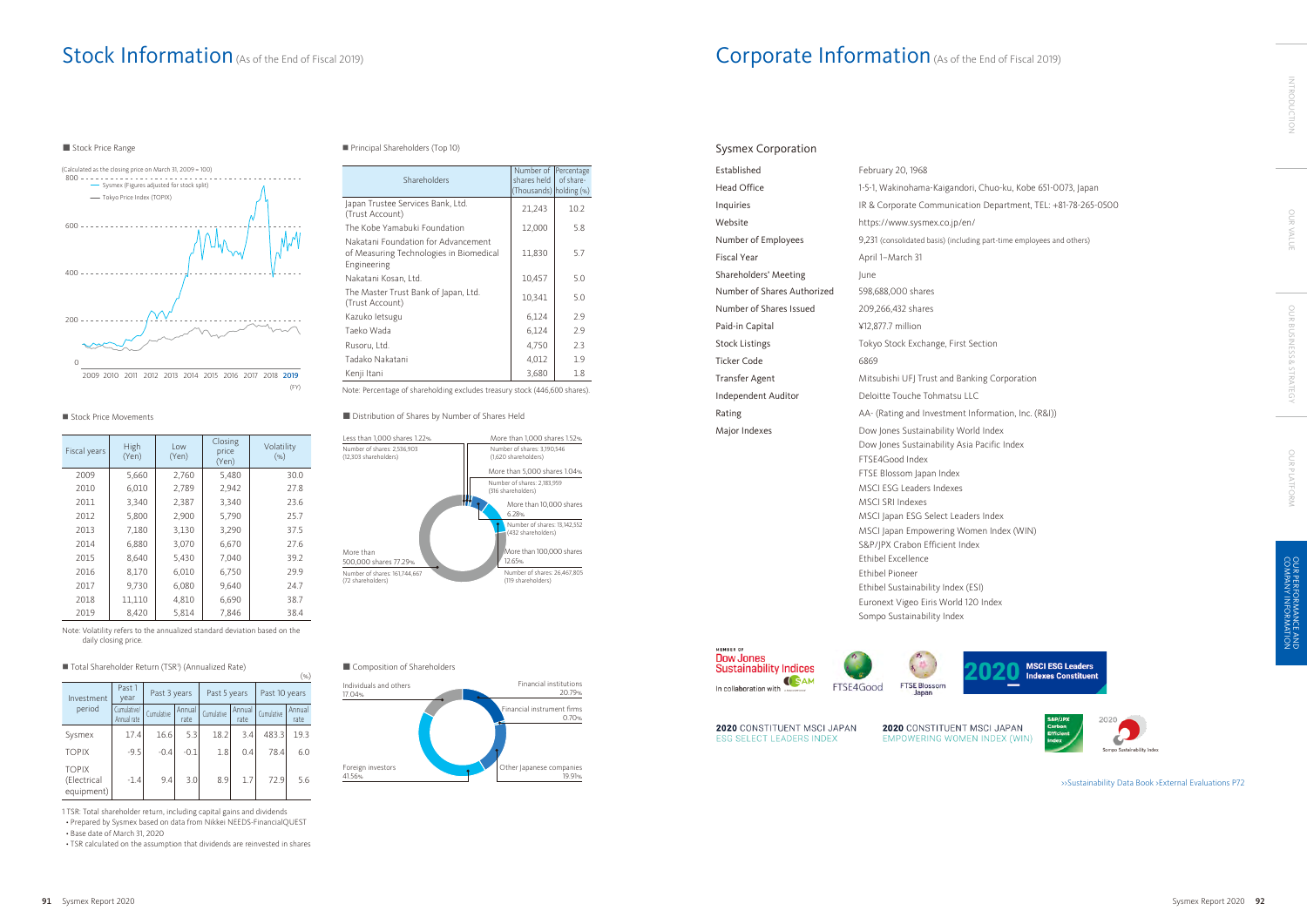# Stock Information (As of the End of Fiscal 2019)

## ■ Stock Price Range

(Calculated as the closing price on March 31, 2009 = 100)

800

— Sysmex (Figures adjusted for stock split)

— Tokyo Price Index (TOPIX)

600

400

200

0

2009 2010 2011 2012 2013 2014 2015 2016 2017 2018 2019

(FY)

## ■ Stock Price Movements

| Fiscal years | High (Yen) | Low (Yen) | Closing price (Yen) | Volatility (%) |
|---|---|---|---|---|
| 2009 | 5,660 | 2,760 | 5,480 | 30.0 |
| 2010 | 6,010 | 2,789 | 2,942 | 27.8 |
| 2011 | 3,340 | 2,387 | 3,340 | 23.6 |
| 2012 | 5,800 | 2,900 | 5,790 | 25.7 |
| 2013 | 7,180 | 3,130 | 3,290 | 37.5 |
| 2014 | 6,880 | 3,070 | 6,670 | 27.6 |
| 2015 | 8,640 | 5,430 | 7,040 | 39.2 |
| 2016 | 8,170 | 6,010 | 6,750 | 29.9 |
| 2017 | 9,730 | 6,080 | 9,640 | 24.7 |
| 2018 | 11,110 | 4,810 | 6,690 | 38.7 |
| 2019 | 8,420 | 5,814 | 7,846 | 38.4 |

Note: Volatility refers to the annualized standard deviation based on the daily closing price.

## ■ Total Shareholder Return (TSR[1]) (Annualized Rate)

(%)

| Investment period | Past 1 year | Past 3 years | | Past 5 years | | Past 10 years | |
|---|---|---|---|---|---|---|---|
| | Cumulative/ Annual rate | Cumulative | Annual rate | Cumulative | Annual rate | Cumulative | Annual rate |
| Sysmex | 17.4 | 16.6 | 5.3 | 18.2 | 3.4 | 483.3 | 19.3 |
| TOPIX | -9.5 | -0.4 | -0.1 | 1.8 | 0.4 | 78.4 | 6.0 |
| TOPIX (Electrical equipment) | -1.4 | 9.4 | 3.0 | 8.9 | 1.7 | 72.9 | 5.6 |

1 TSR: Total shareholder return, including capital gains and dividends
• Prepared by Sysmex based on data from Nikkei NEEDS-FinancialQUEST
• Base date of March 31, 2020
• TSR calculated on the assumption that dividends are reinvested in shares

## ■ Principal Shareholders (Top 10)

| Shareholders | Number of shares held (Thousands) | Percentage of share-holding (%) |
|---|---|---|
| Japan Trustee Services Bank, Ltd. (Trust Account) | 21,243 | 10.2 |
| The Kobe Yamabuki Foundation | 12,000 | 5.8 |
| Nakatani Foundation for Advancement of Measuring Technologies in Biomedical Engineering | 11,830 | 5.7 |
| Nakatani Kosan, Ltd. | 10,457 | 5.0 |
| The Master Trust Bank of Japan, Ltd. (Trust Account) | 10,341 | 5.0 |
| Kazuko Ietsugu | 6,124 | 2.9 |
| Taeko Wada | 6,124 | 2.9 |
| Rusoru, Ltd. | 4,750 | 2.3 |
| Tadako Nakatani | 4,012 | 1.9 |
| Kenji Itani | 3,680 | 1.8 |

Note: Percentage of shareholding excludes treasury stock (446,600 shares).

## ■ Distribution of Shares by Number of Shares Held

Less than 1,000 shares 1.22%
Number of shares: 2,536,903 (12,303 shareholders)

More than 1,000 shares 1.52%
Number of shares: 3,190,546 (1,620 shareholders)

More than 5,000 shares 1.04%
Number of shares: 2,183,959 (316 shareholders)

More than 10,000 shares 6.28%
Number of shares: 13,142,552 (432 shareholders)

More than 100,000 shares 12.65%
Number of shares: 26,467,805 (119 shareholders)

More than 500,000 shares 77.29%
Number of shares: 161,744,667 (72 shareholders)

## ■ Composition of Shareholders

Individuals and others 17.04%

Financial institutions 20.79%

Financial instrument firms 0.70%

Other Japanese companies 19.91%

Foreign investors 41.56%

# Corporate Information (As of the End of Fiscal 2019)

## Sysmex Corporation

| | |
|---|---|
| Established | February 20, 1968 |
| Head Office | 1-5-1, Wakinohama-Kaigandori, Chuo-ku, Kobe 651-0073, Japan |
| Inquiries | IR & Corporate Communication Department, TEL: +81-78-265-0500 |
| Website | https://www.sysmex.co.jp/en/ |
| Number of Employees | 9,231 (consolidated basis) (including part-time employees and others) |
| Fiscal Year | April 1–March 31 |
| Shareholders' Meeting | June |
| Number of Shares Authorized | 598,688,000 shares |
| Number of Shares Issued | 209,266,432 shares |
| Paid-in Capital | ¥12,877.7 million |
| Stock Listings | Tokyo Stock Exchange, First Section |
| Ticker Code | 6869 |
| Transfer Agent | Mitsubishi UFJ Trust and Banking Corporation |
| Independent Auditor | Deloitte Touche Tohmatsu LLC |
| Rating | AA- (Rating and Investment Information, Inc. (R&I)) |
| Major Indexes | Dow Jones Sustainability World Index<br>Dow Jones Sustainability Asia Pacific Index<br>FTSE4Good Index<br>FTSE Blossom Japan Index<br>MSCI ESG Leaders Indexes<br>MSCI SRI Indexes<br>MSCI Japan ESG Select Leaders Index<br>MSCI Japan Empowering Women Index (WIN)<br>S&P/JPX Crabon Efficient Index<br>Ethibel Excellence<br>Ethibel Pioneer<br>Ethibel Sustainability Index (ESI)<br>Euronext Vigeo Eiris World 120 Index<br>Sompo Sustainability Index |

MEMBER OF Dow Jones Sustainability Indices In collaboration with RobecoSAM

FTSE4Good

FTSE Blossom Japan

2020 MSCI ESG Leaders Indexes Constituent

2020 CONSTITUENT MSCI JAPAN ESG SELECT LEADERS INDEX

2020 CONSTITUENT MSCI JAPAN EMPOWERING WOMEN INDEX (WIN)

S&P/JPX Carbon Efficient Index

2020 Sompo Sustainability Index

>>Sustainability Data Book >External Evaluations P72